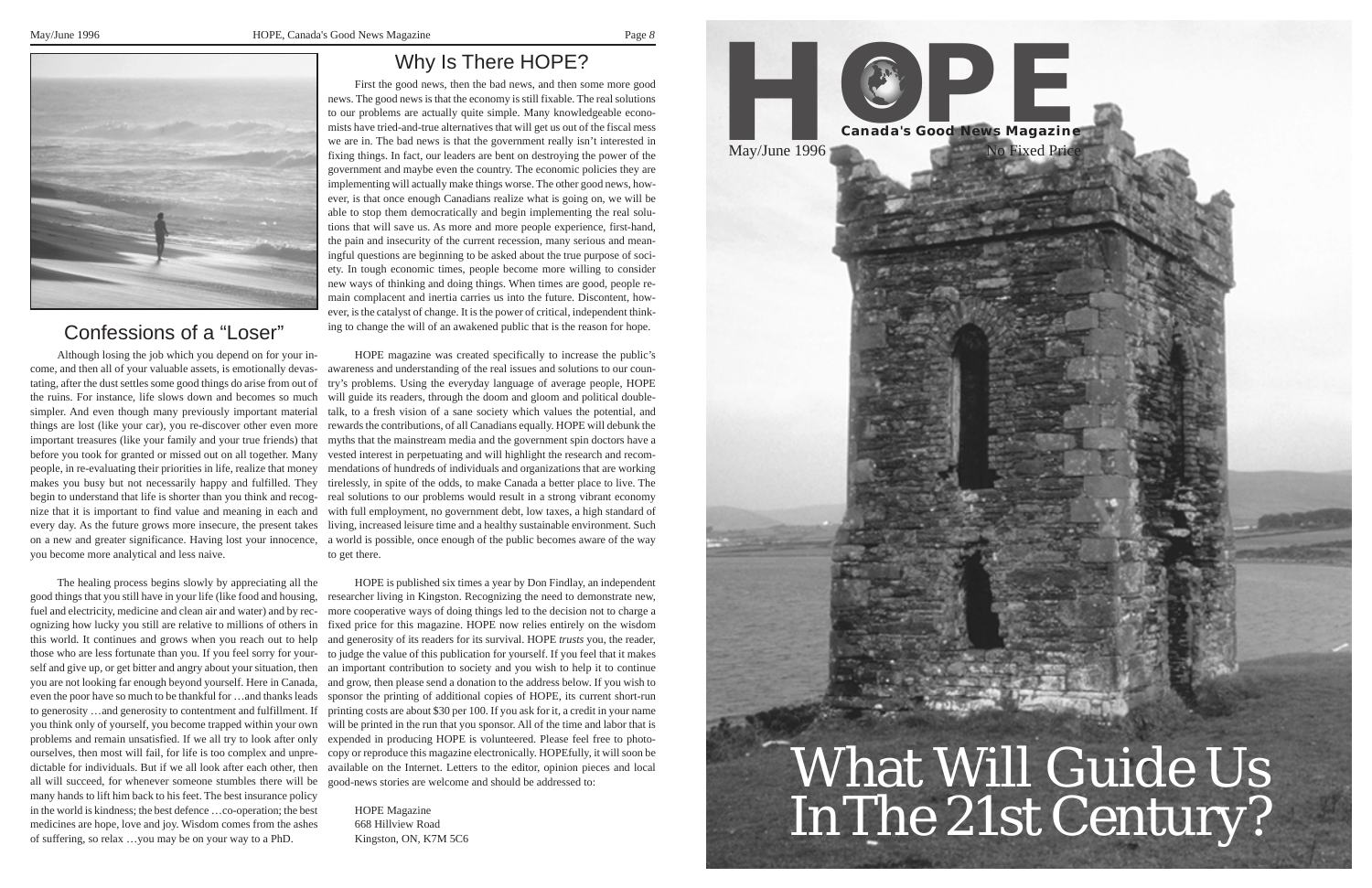## Why Is There HOPE?

First the good news, then the bad news, and then some more good news. The good news is that the economy is still fixable. The real solutions to our problems are actually quite simple. Many knowledgeable economists have tried-and-true alternatives that will get us out of the fiscal mess we are in. The bad news is that the government really isn't interested in fixing things. In fact, our leaders are bent on destroying the power of the government and maybe even the country. The economic policies they are implementing will actually make things worse. The other good news, however, is that once enough Canadians realize what is going on, we will be able to stop them democratically and begin implementing the real solutions that will save us. As more and more people experience, first-hand, the pain and insecurity of the current recession, many serious and meaningful questions are beginning to be asked about the true purpose of society. In tough economic times, people become more willing to consider new ways of thinking and doing things. When times are good, people remain complacent and inertia carries us into the future. Discontent, however, is the catalyst of change. It is the power of critical, independent thinking to change the will of an awakened public that is the reason for hope.

HOPE magazine was created specifically to increase the public's awareness and understanding of the real issues and solutions to our country's problems. Using the everyday language of average people, HOPE will guide its readers, through the doom and gloom and political double-talk, to a fresh vision of a sane society which values the potential, and rewards the contributions, of all Canadians equally. HOPE will debunk the myths that the mainstream media and the government spin doctors have a vested interest in perpetuating and will highlight the research and recommendations of hundreds of individuals and organizations that are working tirelessly, in spite of the odds, to make Canada a better place to live. The real solutions to our problems would result in a strong vibrant economy with full employment, no government debt, low taxes, a high standard of living, increased leisure time and a healthy sustainable environment. Such a world is possible, once enough of the public becomes aware of the way to get there.

HOPE is published six times a year by Don Findlay, an independent researcher living in Kingston. Recognizing the need to demonstrate new, more cooperative ways of doing things led to the decision not to charge a fixed price for this magazine. HOPE now relies entirely on the wisdom and generosity of its readers for its survival. HOPE *trusts* you, the reader, to judge the value of this publication for yourself. If you feel that it makes an important contribution to society and you wish to help it to continue and grow, then please send a donation to the address below. If you wish to sponsor the printing of additional copies of HOPE, its current short-run printing costs are about $30 per 100. If you ask for it, a credit in your name will be printed in the run that you sponsor. All of the time and labor that is expended in producing HOPE is volunteered. Please feel free to photocopy or reproduce this magazine electronically. HOPEfully, it will soon be available on the Internet. Letters to the editor, opinion pieces and local good-news stories are welcome and should be addressed to:

HOPE Magazine
668 Hillview Road
Kingston, ON, K7M 5C6

## Confessions of a "Loser"

Although losing the job which you depend on for your income, and then all of your valuable assets, is emotionally devastating, after the dust settles some good things do arise from out of the ruins. For instance, life slows down and becomes so much simpler. And even though many previously important material things are lost (like your car), you re-discover other even more important treasures (like your family and your true friends) that before you took for granted or missed out on all together. Many people, in re-evaluating their priorities in life, realize that money makes you busy but not necessarily happy and fulfilled. They begin to understand that life is shorter than you think and recognize that it is important to find value and meaning in each and every day. As the future grows more insecure, the present takes on a new and greater significance. Having lost your innocence, you become more analytical and less naive.

The healing process begins slowly by appreciating all the good things that you still have in your life (like food and housing, fuel and electricity, medicine and clean air and water) and by recognizing how lucky you still are relative to millions of others in this world. It continues and grows when you reach out to help those who are less fortunate than you. If you feel sorry for yourself and give up, or get bitter and angry about your situation, then you are not looking far enough beyond yourself. Here in Canada, even the poor have so much to be thankful for …and thanks leads to generosity …and generosity to contentment and fulfillment. If you think only of yourself, you become trapped within your own problems and remain unsatisfied. If we all try to look after only ourselves, then most will fail, for life is too complex and unpredictable for individuals. But if we all look after each other, then all will succeed, for whenever someone stumbles there will be many hands to lift him back to his feet. The best insurance policy in the world is kindness; the best defence …co-operation; the best medicines are hope, love and joy. Wisdom comes from the ashes of suffering, so relax …you may be on your way to a PhD.

# HOPE

**Canada's Good News Magazine**

May/June 1996

No Fixed Price

# What Will Guide Us In The 21st Century?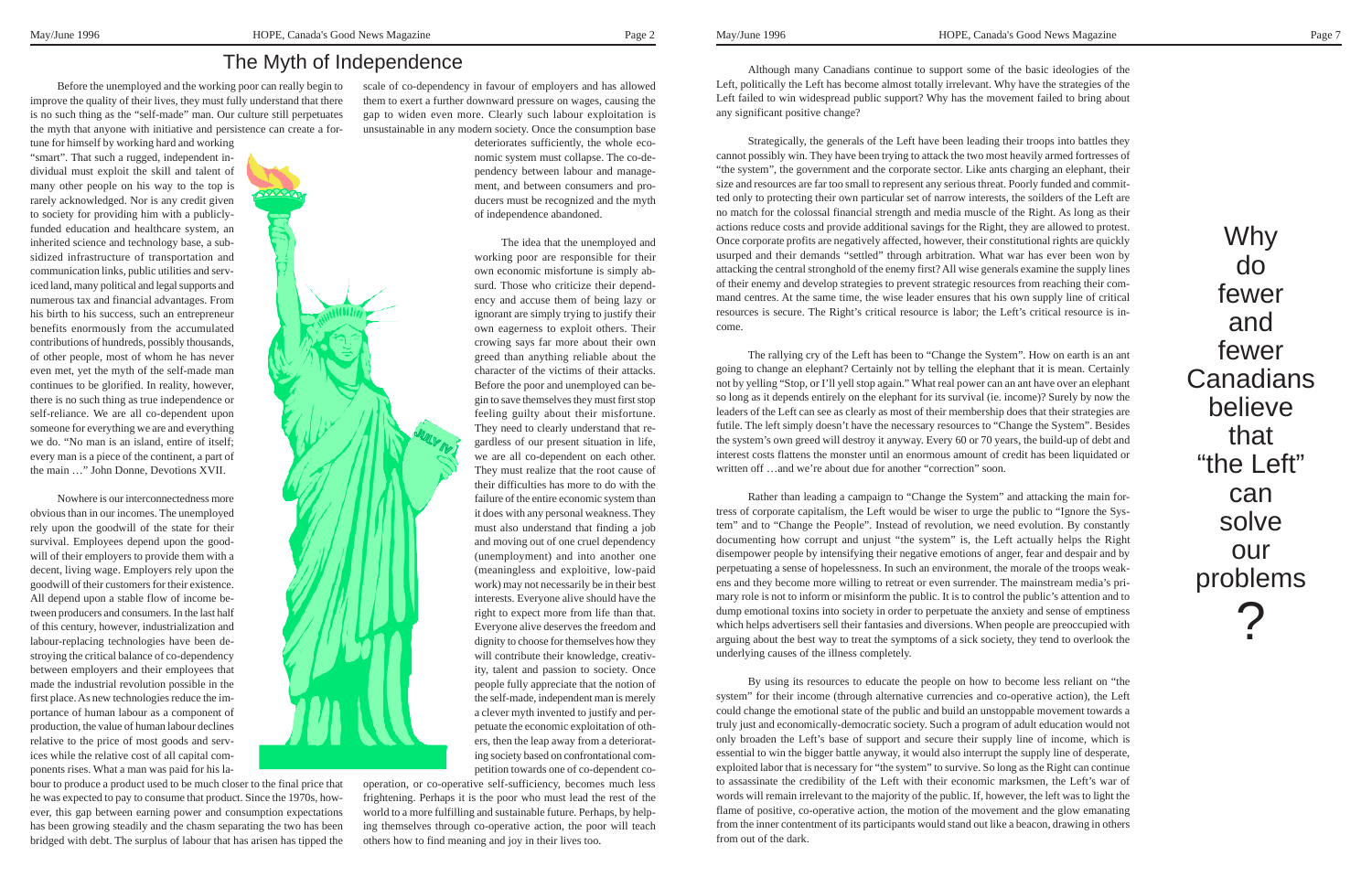# The Myth of Independence

Before the unemployed and the working poor can really begin to improve the quality of their lives, they must fully understand that there is no such thing as the "self-made" man. Our culture still perpetuates the myth that anyone with initiative and persistence can create a fortune for himself by working hard and working "smart". That such a rugged, independent individual must exploit the skill and talent of many other people on his way to the top is rarely acknowledged. Nor is any credit given to society for providing him with a publicly-funded education and healthcare system, an inherited science and technology base, a subsidized infrastructure of transportation and communication links, public utilities and serviced land, many political and legal supports and numerous tax and financial advantages. From his birth to his success, such an entrepreneur benefits enormously from the accumulated contributions of hundreds, possibly thousands, of other people, most of whom he has never even met, yet the myth of the self-made man continues to be glorified. In reality, however, there is no such thing as true independence or self-reliance. We are all co-dependent upon someone for everything we are and everything we do. "No man is an island, entire of itself; every man is a piece of the continent, a part of the main …" John Donne, Devotions XVII.

Nowhere is our interconnectedness more obvious than in our incomes. The unemployed rely upon the goodwill of the state for their survival. Employees depend upon the goodwill of their employers to provide them with a decent, living wage. Employers rely upon the goodwill of their customers for their existence. All depend upon a stable flow of income between producers and consumers. In the last half of this century, however, industrialization and labour-replacing technologies have been destroying the critical balance of co-dependency between employers and their employees that made the industrial revolution possible in the first place. As new technologies reduce the importance of human labour as a component of production, the value of human labour declines relative to the price of most goods and services while the relative cost of all capital components rises. What a man was paid for his labour to produce a product used to be much closer to the final price that he was expected to pay to consume that product. Since the 1970s, however, this gap between earning power and consumption expectations has been growing steadily and the chasm separating the two has been bridged with debt. The surplus of labour that has arisen has tipped the scale of co-dependency in favour of employers and has allowed them to exert a further downward pressure on wages, causing the gap to widen even more. Clearly such labour exploitation is unsustainable in any modern society. Once the consumption base deteriorates sufficiently, the whole economic system must collapse. The co-dependency between labour and management, and between consumers and producers must be recognized and the myth of independence abandoned.

The idea that the unemployed and working poor are responsible for their own economic misfortune is simply absurd. Those who criticize their dependency and accuse them of being lazy or ignorant are simply trying to justify their own eagerness to exploit others. Their crowing says far more about their own greed than anything reliable about the character of the victims of their attacks. Before the poor and unemployed can begin to save themselves they must first stop feeling guilty about their misfortune. They need to clearly understand that regardless of our present situation in life, we are all co-dependent on each other. They must realize that the root cause of their difficulties has more to do with the failure of the entire economic system than it does with any personal weakness. They must also understand that finding a job and moving out of one cruel dependency (unemployment) and into another one (meaningless and exploitive, low-paid work) may not necessarily be in their best interests. Everyone alive should have the right to expect more from life than that. Everyone alive deserves the freedom and dignity to choose for themselves how they will contribute their knowledge, creativity, talent and passion to society. Once people fully appreciate that the notion of the self-made, independent man is merely a clever myth invented to justify and perpetuate the economic exploitation of others, then the leap away from a deteriorating society based on confrontational competition towards one of co-dependent co-operation, or co-operative self-sufficiency, becomes much less frightening. Perhaps it is the poor who must lead the rest of the world to a more fulfilling and sustainable future. Perhaps, by helping themselves through co-operative action, the poor will teach others how to find meaning and joy in their lives too.

# Why do fewer and fewer Canadians believe that "the Left" can solve our problems?

Although many Canadians continue to support some of the basic ideologies of the Left, politically the Left has become almost totally irrelevant. Why have the strategies of the Left failed to win widespread public support? Why has the movement failed to bring about any significant positive change?

Strategically, the generals of the Left have been leading their troops into battles they cannot possibly win. They have been trying to attack the two most heavily armed fortresses of "the system", the government and the corporate sector. Like ants charging an elephant, their size and resources are far too small to represent any serious threat. Poorly funded and committed only to protecting their own particular set of narrow interests, the soilders of the Left are no match for the colossal financial strength and media muscle of the Right. As long as their actions reduce costs and provide additional savings for the Right, they are allowed to protest. Once corporate profits are negatively affected, however, their constitutional rights are quickly usurped and their demands "settled" through arbitration. What war has ever been won by attacking the central stronghold of the enemy first? All wise generals examine the supply lines of their enemy and develop strategies to prevent strategic resources from reaching their command centres. At the same time, the wise leader ensures that his own supply line of critical resources is secure. The Right's critical resource is labor; the Left's critical resource is income.

The rallying cry of the Left has been to "Change the System". How on earth is an ant going to change an elephant? Certainly not by telling the elephant that it is mean. Certainly not by yelling "Stop, or I'll yell stop again." What real power can an ant have over an elephant so long as it depends entirely on the elephant for its survival (ie. income)? Surely by now the leaders of the Left can see as clearly as most of their membership does that their strategies are futile. The left simply doesn't have the necessary resources to "Change the System". Besides the system's own greed will destroy it anyway. Every 60 or 70 years, the build-up of debt and interest costs flattens the monster until an enormous amount of credit has been liquidated or written off …and we're about due for another "correction" soon.

Rather than leading a campaign to "Change the System" and attacking the main fortress of corporate capitalism, the Left would be wiser to urge the public to "Ignore the System" and to "Change the People". Instead of revolution, we need evolution. By constantly documenting how corrupt and unjust "the system" is, the Left actually helps the Right disempower people by intensifying their negative emotions of anger, fear and despair and by perpetuating a sense of hopelessness. In such an environment, the morale of the troops weakens and they become more willing to retreat or even surrender. The mainstream media's primary role is not to inform or misinform the public. It is to control the public's attention and to dump emotional toxins into society in order to perpetuate the anxiety and sense of emptiness which helps advertisers sell their fantasies and diversions. When people are preoccupied with arguing about the best way to treat the symptoms of a sick society, they tend to overlook the underlying causes of the illness completely.

By using its resources to educate the people on how to become less reliant on "the system" for their income (through alternative currencies and co-operative action), the Left could change the emotional state of the public and build an unstoppable movement towards a truly just and economically-democratic society. Such a program of adult education would not only broaden the Left's base of support and secure their supply line of income, which is essential to win the bigger battle anyway, it would also interrupt the supply line of desperate, exploited labor that is necessary for "the system" to survive. So long as the Right can continue to assassinate the credibility of the Left with their economic marksmen, the Left's war of words will remain irrelevant to the majority of the public. If, however, the left was to light the flame of positive, co-operative action, the motion of the movement and the glow emanating from the inner contentment of its participants would stand out like a beacon, drawing in others from out of the dark.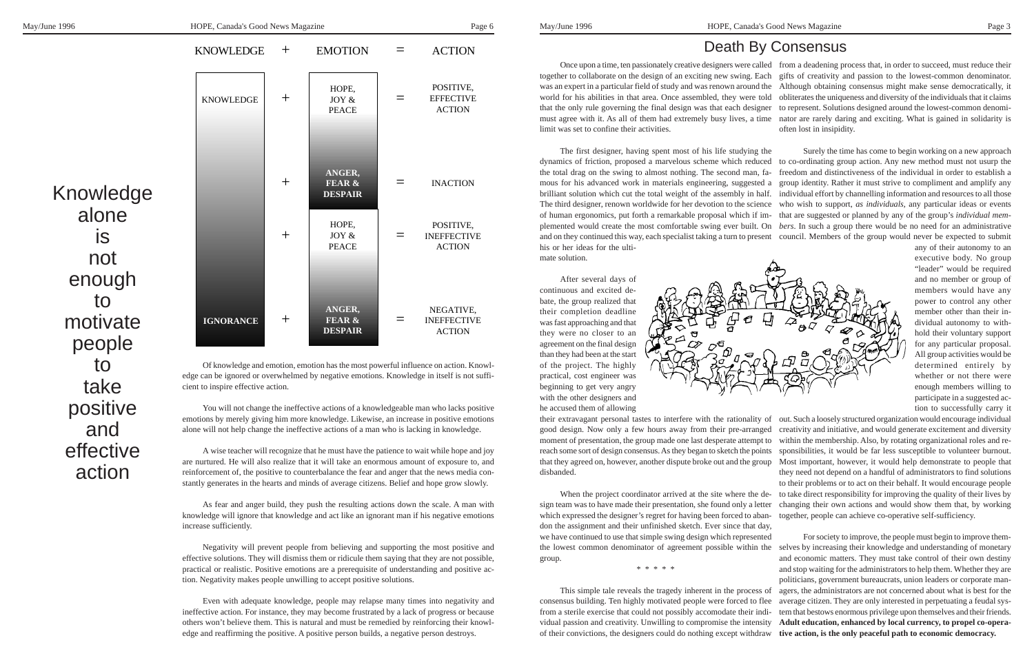Knowledge alone is not enough to motivate people to take positive and effective action

| KNOWLEDGE | + | EMOTION | = | ACTION |
| --- | --- | --- | --- | --- |
| KNOWLEDGE | + | HOPE, JOY & PEACE | = | POSITIVE, EFFECTIVE ACTION |
| | + | **ANGER, FEAR & DESPAIR** | = | INACTION |
| | + | HOPE, JOY & PEACE | = | POSITIVE, INEFFECTIVE ACTION |
| **IGNORANCE** | + | **ANGER, FEAR & DESPAIR** | = | NEGATIVE, INEFFECTIVE ACTION |

Of knowledge and emotion, emotion has the most powerful influence on action. Knowledge can be ignored or overwhelmed by negative emotions. Knowledge in itself is not sufficient to inspire effective action.

You will not change the ineffective actions of a knowledgeable man who lacks positive emotions by merely giving him more knowledge. Likewise, an increase in positive emotions alone will not help change the ineffective actions of a man who is lacking in knowledge.

A wise teacher will recognize that he must have the patience to wait while hope and joy are nurtured. He will also realize that it will take an enormous amount of exposure to, and reinforcement of, the positive to counterbalance the fear and anger that the news media constantly generates in the hearts and minds of average citizens. Belief and hope grow slowly.

As fear and anger build, they push the resulting actions down the scale. A man with knowledge will ignore that knowledge and act like an ignorant man if his negative emotions increase sufficiently.

Negativity will prevent people from believing and supporting the most positive and effective solutions. They will dismiss them or ridicule them saying that they are not possible, practical or realistic. Positive emotions are a prerequisite of understanding and positive action. Negativity makes people unwilling to accept positive solutions.

Even with adequate knowledge, people may relapse many times into negativity and ineffective action. For instance, they may become frustrated by a lack of progress or because others won't believe them. This is natural and must be remedied by reinforcing their knowledge and reaffirming the positive. A positive person builds, a negative person destroys.

# Death By Consensus

Once upon a time, ten passionately creative designers were called together to collaborate on the design of an exciting new swing. Each was an expert in a particular field of study and was renown around the world for his abilities in that area. Once assembled, they were told that the only rule governing the final design was that each designer must agree with it. As all of them had extremely busy lives, a time limit was set to confine their activities.

The first designer, having spent most of his life studying the dynamics of friction, proposed a marvelous scheme which reduced the total drag on the swing to almost nothing. The second man, famous for his advanced work in materials engineering, suggested a brilliant solution which cut the total weight of the assembly in half. The third designer, renown worldwide for her devotion to the science of human ergonomics, put forth a remarkable proposal which if implemented would create the most comfortable swing ever built. On and on they continued this way, each specialist taking a turn to present his or her ideas for the ultimate solution.

After several days of continuous and excited debate, the group realized that their completion deadline was fast approaching and that they were no closer to an agreement on the final design than they had been at the start of the project. The highly practical, cost engineer was beginning to get very angry with the other designers and he accused them of allowing their extravagant personal tastes to interfere with the rationality of good design. Now only a few hours away from their pre-arranged moment of presentation, the group made one last desperate attempt to reach some sort of design consensus. As they began to sketch the points that they agreed on, however, another dispute broke out and the group disbanded.

When the project coordinator arrived at the site where the design team was to have made their presentation, she found only a letter which expressed the designer's regret for having been forced to abandon the assignment and their unfinished sketch. Ever since that day, we have continued to use that simple swing design which represented the lowest common denominator of agreement possible within the group.

\* \* \* \* \*

This simple tale reveals the tragedy inherent in the process of consensus building. Ten highly motivated people were forced to flee from a sterile exercise that could not possibly accomodate their individual passion and creativity. Unwilling to compromise the intensity of their convictions, the designers could do nothing except withdraw from a deadening process that, in order to succeed, must reduce their gifts of creativity and passion to the lowest-common denominator. Although obtaining consensus might make sense democratically, it obliterates the uniqueness and diversity of the individuals that it claims to represent. Solutions designed around the lowest-common denominator are rarely daring and exciting. What is gained in solidarity is often lost in insipidity.

Surely the time has come to begin working on a new approach to co-ordinating group action. Any new method must not usurp the freedom and distinctiveness of the individual in order to establish a group identity. Rather it must strive to compliment and amplify any individual effort by channelling information and resources to all those who wish to support, *as individuals*, any particular ideas or events that are suggested or planned by any of the group's *individual members*. In such a group there would be no need for an administrative council. Members of the group would never be expected to submit any of their autonomy to an executive body. No group "leader" would be required and no member or group of members would have any power to control any other member other than their individual autonomy to withhold their voluntary support for any particular proposal. All group activities would be determined entirely by whether or not there were enough members willing to participate in a suggested action to successfully carry it out. Such a loosely structured organization would encourage individual creativity and initiative, and would generate excitement and diversity within the membership. Also, by rotating organizational roles and responsibilities, it would be far less susceptible to volunteer burnout. Most important, however, it would help demonstrate to people that they need not depend on a handful of administrators to find solutions to their problems or to act on their behalf. It would encourage people to take direct responsibility for improving the quality of their lives by changing their own actions and would show them that, by working together, people can achieve co-operative self-sufficiency.

For society to improve, the people must begin to improve themselves by increasing their knowledge and understanding of monetary and economic matters. They must take control of their own destiny and stop waiting for the administrators to help them. Whether they are politicians, government bureaucrats, union leaders or corporate managers, the administrators are not concerned about what is best for the average citizen. They are only interested in perpetuating a feudal system that bestows enormous privilege upon themselves and their friends. **Adult education, enhanced by local currency, to propel co-operative action, is the only peaceful path to economic democracy.**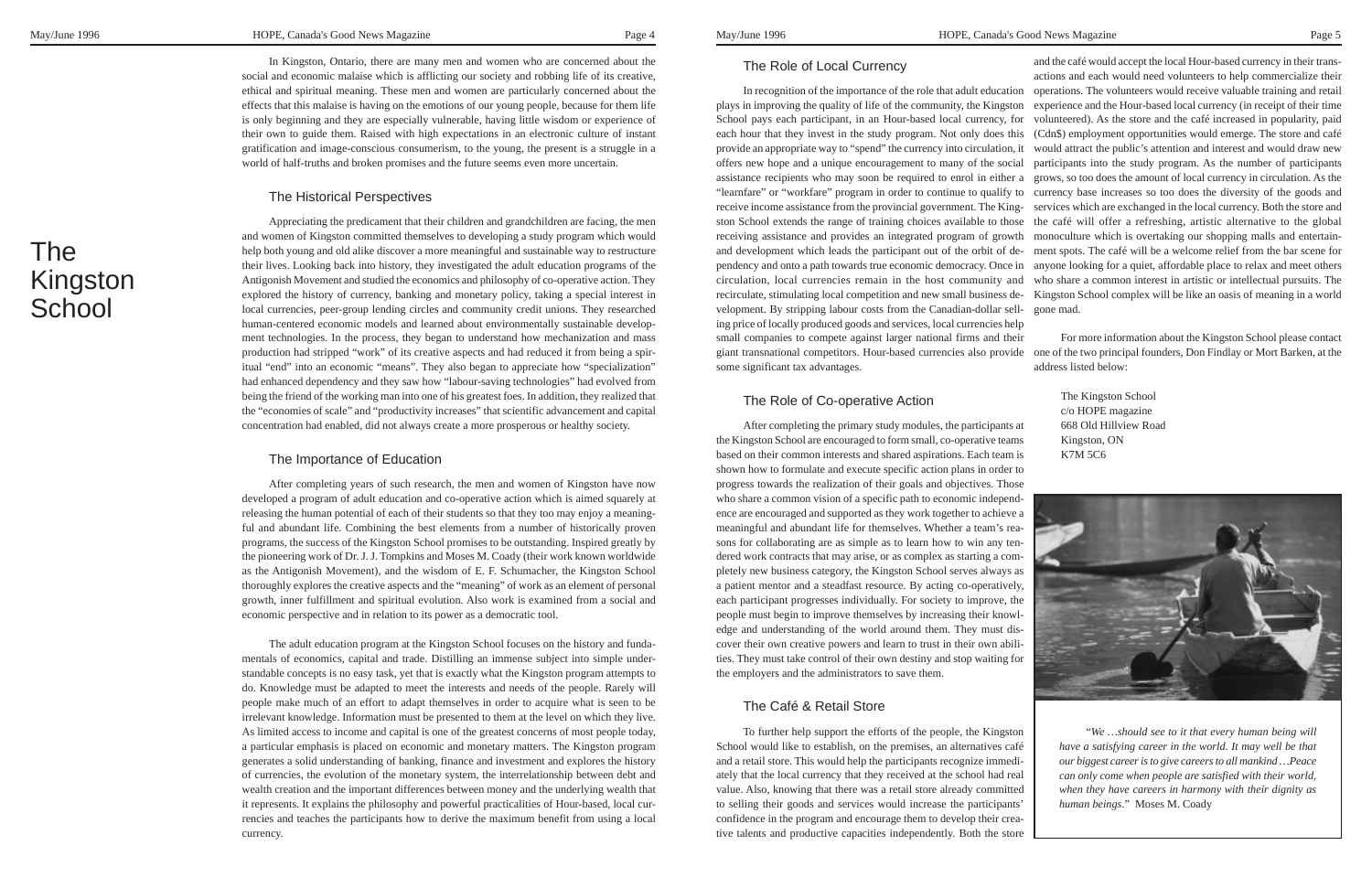# The Kingston School

In Kingston, Ontario, there are many men and women who are concerned about the social and economic malaise which is afflicting our society and robbing life of its creative, ethical and spiritual meaning. These men and women are particularly concerned about the effects that this malaise is having on the emotions of our young people, because for them life is only beginning and they are especially vulnerable, having little wisdom or experience of their own to guide them. Raised with high expectations in an electronic culture of instant gratification and image-conscious consumerism, to the young, the present is a struggle in a world of half-truths and broken promises and the future seems even more uncertain.

## The Historical Perspectives

Appreciating the predicament that their children and grandchildren are facing, the men and women of Kingston committed themselves to developing a study program which would help both young and old alike discover a more meaningful and sustainable way to restructure their lives. Looking back into history, they investigated the adult education programs of the Antigonish Movement and studied the economics and philosophy of co-operative action. They explored the history of currency, banking and monetary policy, taking a special interest in local currencies, peer-group lending circles and community credit unions. They researched human-centered economic models and learned about environmentally sustainable development technologies. In the process, they began to understand how mechanization and mass production had stripped "work" of its creative aspects and had reduced it from being a spiritual "end" into an economic "means". They also began to appreciate how "specialization" had enhanced dependency and they saw how "labour-saving technologies" had evolved from being the friend of the working man into one of his greatest foes. In addition, they realized that the "economies of scale" and "productivity increases" that scientific advancement and capital concentration had enabled, did not always create a more prosperous or healthy society.

## The Importance of Education

After completing years of such research, the men and women of Kingston have now developed a program of adult education and co-operative action which is aimed squarely at releasing the human potential of each of their students so that they too may enjoy a meaningful and abundant life. Combining the best elements from a number of historically proven programs, the success of the Kingston School promises to be outstanding. Inspired greatly by the pioneering work of Dr. J. J. Tompkins and Moses M. Coady (their work known worldwide as the Antigonish Movement), and the wisdom of E. F. Schumacher, the Kingston School thoroughly explores the creative aspects and the "meaning" of work as an element of personal growth, inner fulfillment and spiritual evolution. Also work is examined from a social and economic perspective and in relation to its power as a democratic tool.

The adult education program at the Kingston School focuses on the history and fundamentals of economics, capital and trade. Distilling an immense subject into simple understandable concepts is no easy task, yet that is exactly what the Kingston program attempts to do. Knowledge must be adapted to meet the interests and needs of the people. Rarely will people make much of an effort to adapt themselves in order to acquire what is seen to be irrelevant knowledge. Information must be presented to them at the level on which they live. As limited access to income and capital is one of the greatest concerns of most people today, a particular emphasis is placed on economic and monetary matters. The Kingston program generates a solid understanding of banking, finance and investment and explores the history of currencies, the evolution of the monetary system, the interrelationship between debt and wealth creation and the important differences between money and the underlying wealth that it represents. It explains the philosophy and powerful practicalities of Hour-based, local currencies and teaches the participants how to derive the maximum benefit from using a local currency.

## The Role of Local Currency

In recognition of the importance of the role that adult education plays in improving the quality of life of the community, the Kingston School pays each participant, in an Hour-based local currency, for each hour that they invest in the study program. Not only does this provide an appropriate way to "spend" the currency into circulation, it offers new hope and a unique encouragement to many of the social assistance recipients who may soon be required to enrol in either a "learnfare" or "workfare" program in order to continue to qualify to receive income assistance from the provincial government. The Kingston School extends the range of training choices available to those receiving assistance and provides an integrated program of growth and development which leads the participant out of the orbit of dependency and onto a path towards true economic democracy. Once in circulation, local currencies remain in the host community and recirculate, stimulating local competition and new small business development. By stripping labour costs from the Canadian-dollar selling price of locally produced goods and services, local currencies help small companies to compete against larger national firms and their giant transnational competitors. Hour-based currencies also provide some significant tax advantages.

## The Role of Co-operative Action

After completing the primary study modules, the participants at the Kingston School are encouraged to form small, co-operative teams based on their common interests and shared aspirations. Each team is shown how to formulate and execute specific action plans in order to progress towards the realization of their goals and objectives. Those who share a common vision of a specific path to economic independence are encouraged and supported as they work together to achieve a meaningful and abundant life for themselves. Whether a team's reasons for collaborating are as simple as to learn how to win any tendered work contracts that may arise, or as complex as starting a completely new business category, the Kingston School serves always as a patient mentor and a steadfast resource. By acting co-operatively, each participant progresses individually. For society to improve, the people must begin to improve themselves by increasing their knowledge and understanding of the world around them. They must discover their own creative powers and learn to trust in their own abilities. They must take control of their own destiny and stop waiting for the employers and the administrators to save them.

## The Café & Retail Store

To further help support the efforts of the people, the Kingston School would like to establish, on the premises, an alternatives café and a retail store. This would help the participants recognize immediately that the local currency that they received at the school had real value. Also, knowing that there was a retail store already committed to selling their goods and services would increase the participants' confidence in the program and encourage them to develop their creative talents and productive capacities independently. Both the store and the café would accept the local Hour-based currency in their transactions and each would need volunteers to help commercialize their operations. The volunteers would receive valuable training and retail experience and the Hour-based local currency (in receipt of their time volunteered). As the store and the café increased in popularity, paid (Cdn$) employment opportunities would emerge. The store and café would attract the public's attention and interest and would draw new participants into the study program. As the number of participants grows, so too does the amount of local currency in circulation. As the currency base increases so too does the diversity of the goods and services which are exchanged in the local currency. Both the store and the café will offer a refreshing, artistic alternative to the global monoculture which is overtaking our shopping malls and entertainment spots. The café will be a welcome relief from the bar scene for anyone looking for a quiet, affordable place to relax and meet others who share a common interest in artistic or intellectual pursuits. The Kingston School complex will be like an oasis of meaning in a world gone mad.

For more information about the Kingston School please contact one of the two principal founders, Don Findlay or Mort Barken, at the address listed below:

The Kingston School  
c/o HOPE magazine  
668 Old Hillview Road  
Kingston, ON  
K7M 5C6

*"We …should see to it that every human being will have a satisfying career in the world. It may well be that our biggest career is to give careers to all mankind …Peace can only come when people are satisfied with their work, when they have careers in harmony with their dignity as human beings."* Moses M. Coady